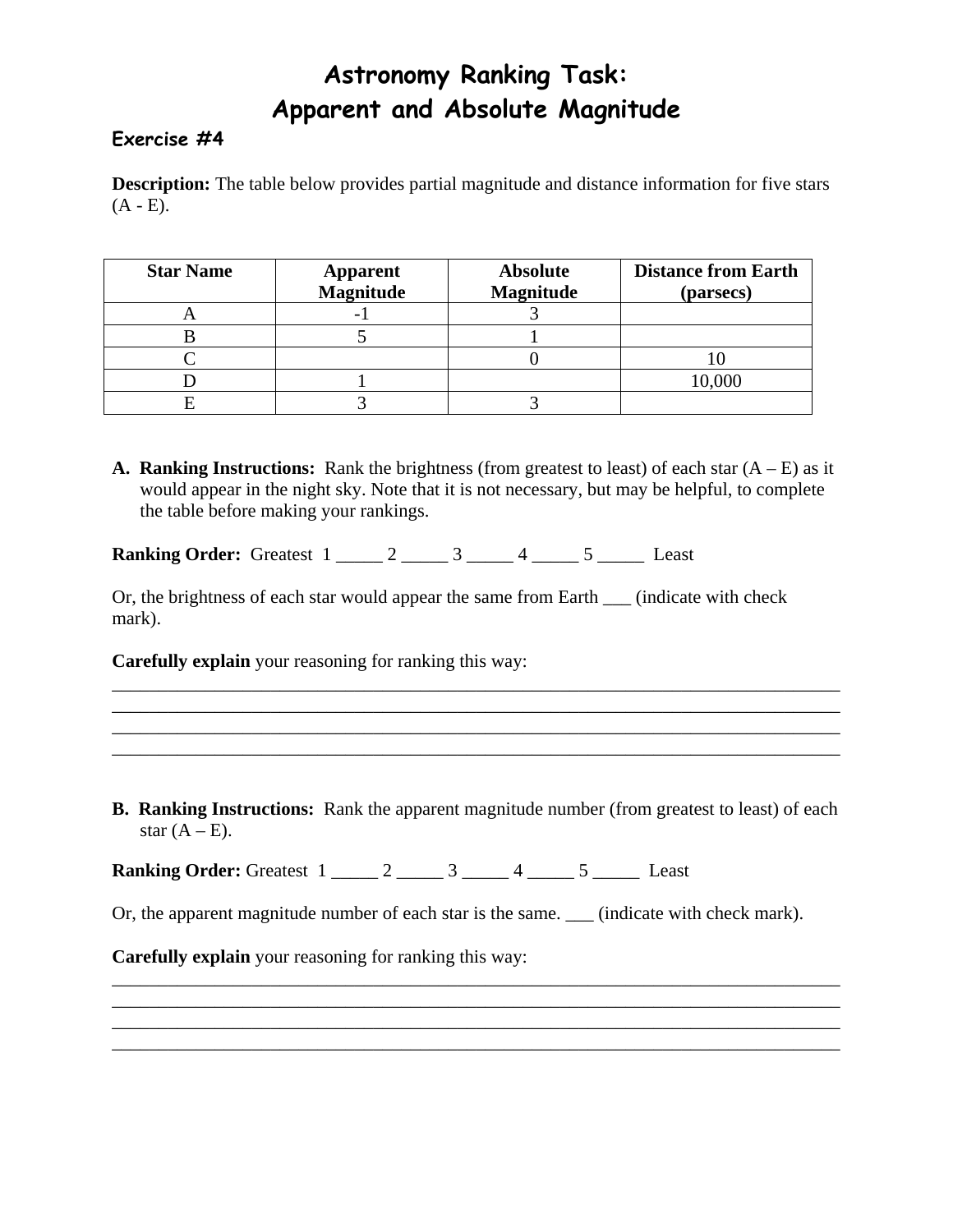# Astronomy Ranking Task:
# Apparent and Absolute Magnitude

### Exercise #4

**Description:** The table below provides partial magnitude and distance information for five stars (A - E).

| Star Name | Apparent Magnitude | Absolute Magnitude | Distance from Earth (parsecs) |
|---|---|---|---|
| A | -1 | 3 | |
| B | 5 | 1 | |
| C | | 0 | 10 |
| D | 1 | | 10,000 |
| E | 3 | 3 | |

**A. Ranking Instructions:** Rank the brightness (from greatest to least) of each star (A – E) as it would appear in the night sky. Note that it is not necessary, but may be helpful, to complete the table before making your rankings.

**Ranking Order:** Greatest 1 _____ 2 _____ 3 _____ 4 _____ 5 _____ Least

Or, the brightness of each star would appear the same from Earth ___ (indicate with check mark).

**Carefully explain** your reasoning for ranking this way:

___________________________________________________________________________
___________________________________________________________________________
___________________________________________________________________________
___________________________________________________________________________

**B. Ranking Instructions:** Rank the apparent magnitude number (from greatest to least) of each star (A – E).

**Ranking Order:** Greatest 1 _____ 2 _____ 3 _____ 4 _____ 5 _____ Least

Or, the apparent magnitude number of each star is the same. ___ (indicate with check mark).

**Carefully explain** your reasoning for ranking this way:

___________________________________________________________________________
___________________________________________________________________________
___________________________________________________________________________
___________________________________________________________________________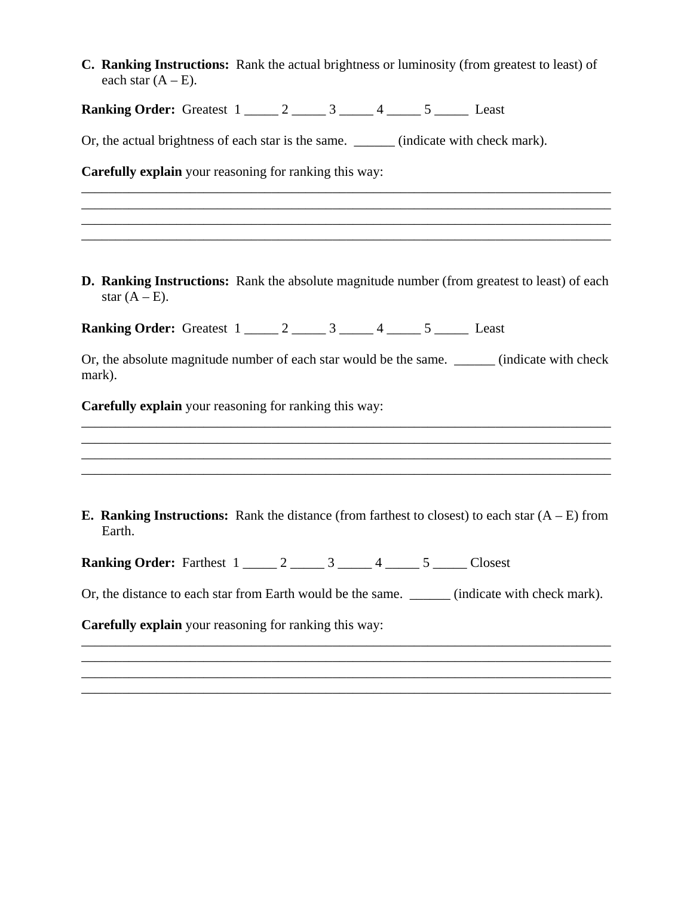**C. Ranking Instructions:** Rank the actual brightness or luminosity (from greatest to least) of each star (A – E).

**Ranking Order:** Greatest 1 _____ 2 _____ 3 _____ 4 _____ 5 _____ Least

Or, the actual brightness of each star is the same. ______ (indicate with check mark).

**Carefully explain** your reasoning for ranking this way:

________________________________________________________________________________
________________________________________________________________________________
________________________________________________________________________________
________________________________________________________________________________

**D. Ranking Instructions:** Rank the absolute magnitude number (from greatest to least) of each star (A – E).

**Ranking Order:** Greatest 1 _____ 2 _____ 3 _____ 4 _____ 5 _____ Least

Or, the absolute magnitude number of each star would be the same. ______ (indicate with check mark).

**Carefully explain** your reasoning for ranking this way:

________________________________________________________________________________
________________________________________________________________________________
________________________________________________________________________________
________________________________________________________________________________

**E. Ranking Instructions:** Rank the distance (from farthest to closest) to each star (A – E) from Earth.

**Ranking Order:** Farthest 1 _____ 2 _____ 3 _____ 4 _____ 5 _____ Closest

Or, the distance to each star from Earth would be the same. ______ (indicate with check mark).

**Carefully explain** your reasoning for ranking this way:

________________________________________________________________________________
________________________________________________________________________________
________________________________________________________________________________
________________________________________________________________________________